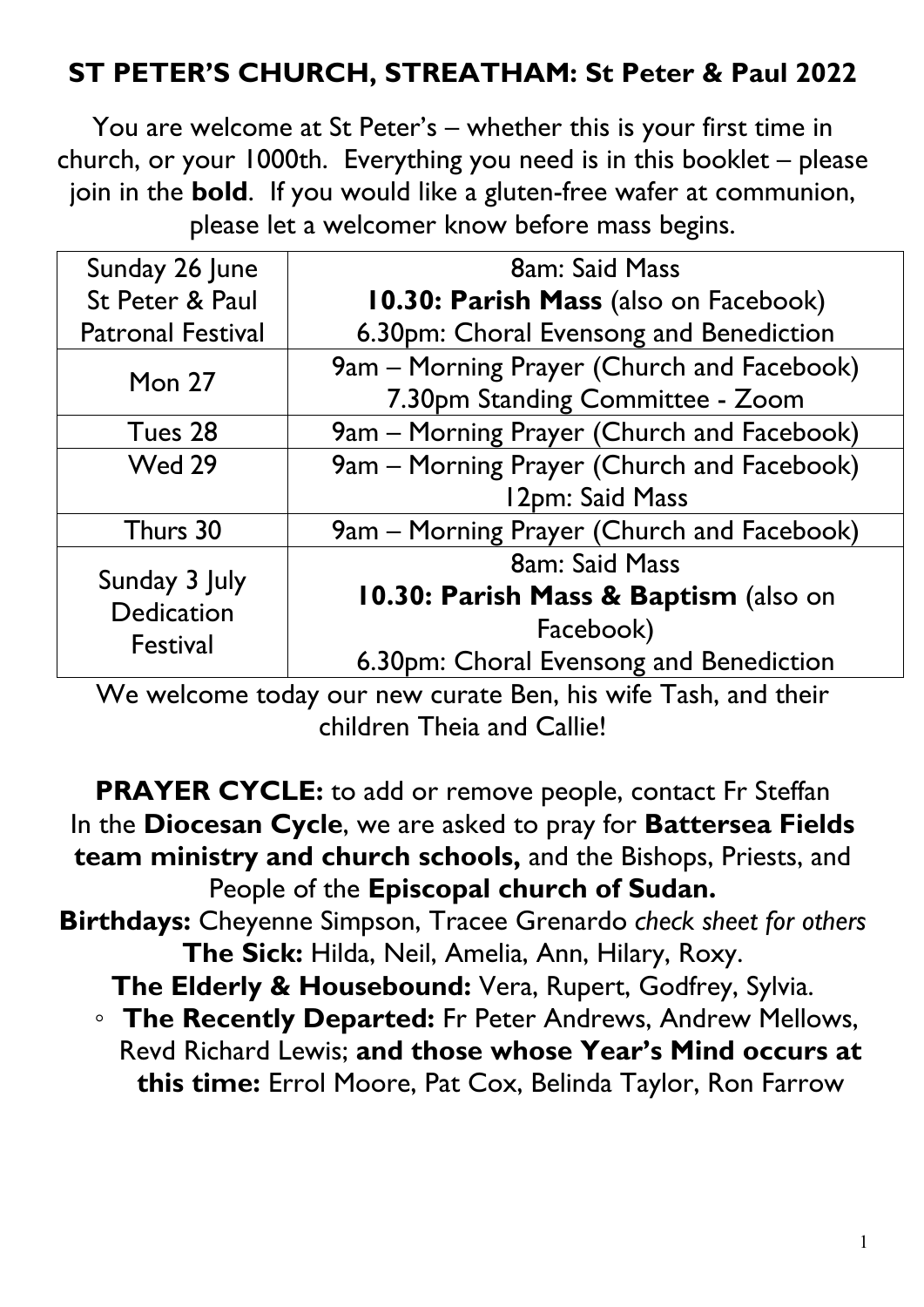# ST PETER'S CHURCH, STREATHAM: St Peter & Paul 2022

You are welcome at St Peter's – whether this is your first time in church, or your 1000th. Everything you need is in this booklet – please join in the **bold**. If you would like a gluten-free wafer at communion, please let a welcomer know before mass begins.

| | |
|---|---|
| Sunday 26 June<br>St Peter & Paul<br>Patronal Festival | 8am: Said Mass<br>**10.30: Parish Mass** (also on Facebook)<br>6.30pm: Choral Evensong and Benediction |
| Mon 27 | 9am – Morning Prayer (Church and Facebook)<br>7.30pm Standing Committee - Zoom |
| Tues 28 | 9am – Morning Prayer (Church and Facebook) |
| Wed 29 | 9am – Morning Prayer (Church and Facebook)<br>12pm: Said Mass |
| Thurs 30 | 9am – Morning Prayer (Church and Facebook) |
| Sunday 3 July<br>Dedication<br>Festival | 8am: Said Mass<br>**10.30: Parish Mass & Baptism** (also on Facebook)<br>6.30pm: Choral Evensong and Benediction |

We welcome today our new curate Ben, his wife Tash, and their children Theia and Callie!

**PRAYER CYCLE:** to add or remove people, contact Fr Steffan
In the **Diocesan Cycle**, we are asked to pray for **Battersea Fields team ministry and church schools,** and the Bishops, Priests, and People of the **Episcopal church of Sudan.**

**Birthdays:** Cheyenne Simpson, Tracee Grenardo *check sheet for others*

**The Sick:** Hilda, Neil, Amelia, Ann, Hilary, Roxy.

**The Elderly & Housebound:** Vera, Rupert, Godfrey, Sylvia.

- **The Recently Departed:** Fr Peter Andrews, Andrew Mellows, Revd Richard Lewis; **and those whose Year's Mind occurs at this time:** Errol Moore, Pat Cox, Belinda Taylor, Ron Farrow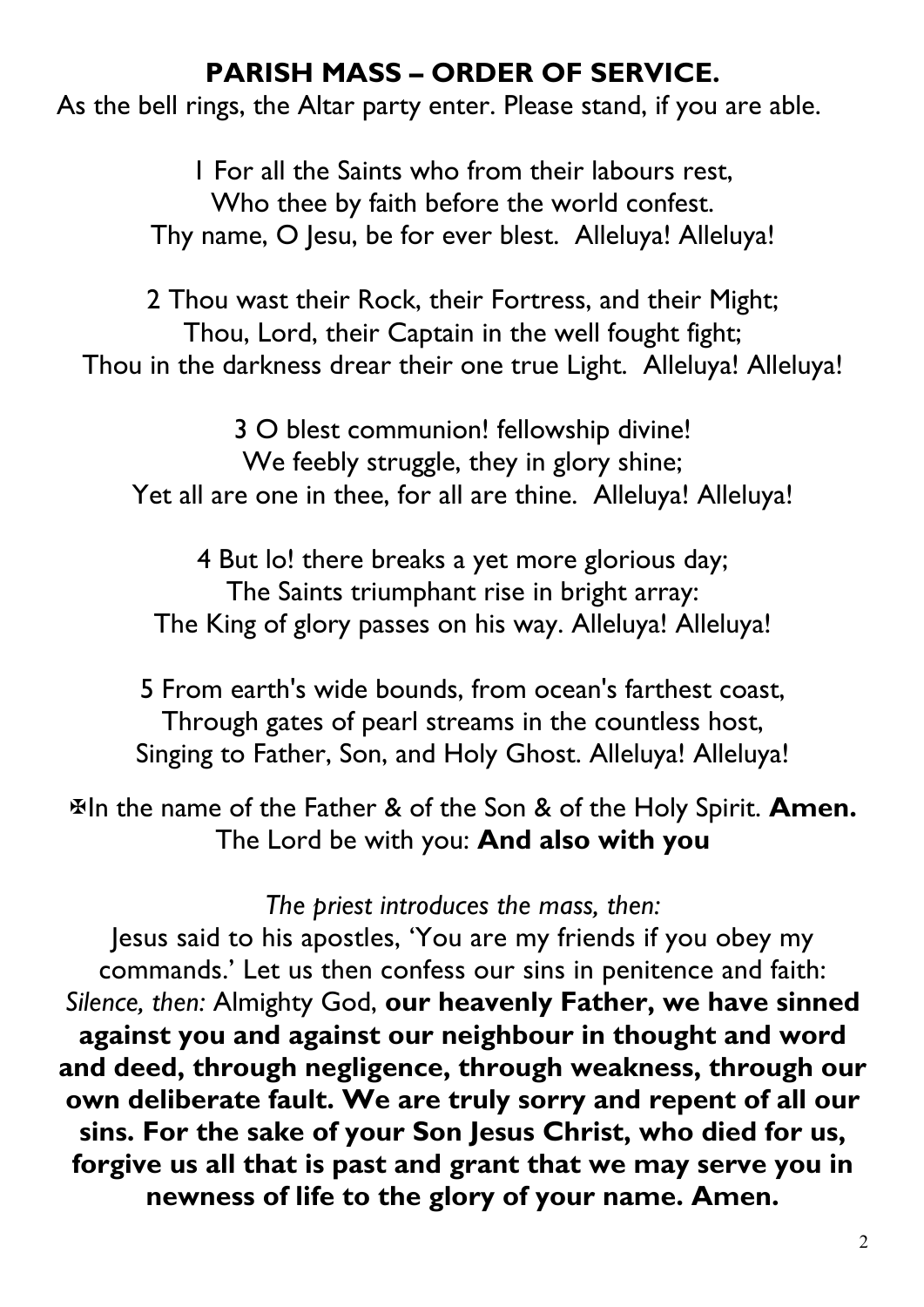## PARISH MASS – ORDER OF SERVICE.

As the bell rings, the Altar party enter. Please stand, if you are able.

1 For all the Saints who from their labours rest,
Who thee by faith before the world confest.
Thy name, O Jesu, be for ever blest. Alleluya! Alleluya!

2 Thou wast their Rock, their Fortress, and their Might;
Thou, Lord, their Captain in the well fought fight;
Thou in the darkness drear their one true Light. Alleluya! Alleluya!

3 O blest communion! fellowship divine!
We feebly struggle, they in glory shine;
Yet all are one in thee, for all are thine. Alleluya! Alleluya!

4 But lo! there breaks a yet more glorious day;
The Saints triumphant rise in bright array:
The King of glory passes on his way. Alleluya! Alleluya!

5 From earth's wide bounds, from ocean's farthest coast,
Through gates of pearl streams in the countless host,
Singing to Father, Son, and Holy Ghost. Alleluya! Alleluya!

✠In the name of the Father & of the Son & of the Holy Spirit. **Amen.**
The Lord be with you: **And also with you**

*The priest introduces the mass, then:*

Jesus said to his apostles, 'You are my friends if you obey my commands.' Let us then confess our sins in penitence and faith:
*Silence, then:* Almighty God, **our heavenly Father, we have sinned against you and against our neighbour in thought and word and deed, through negligence, through weakness, through our own deliberate fault. We are truly sorry and repent of all our sins. For the sake of your Son Jesus Christ, who died for us, forgive us all that is past and grant that we may serve you in newness of life to the glory of your name. Amen.**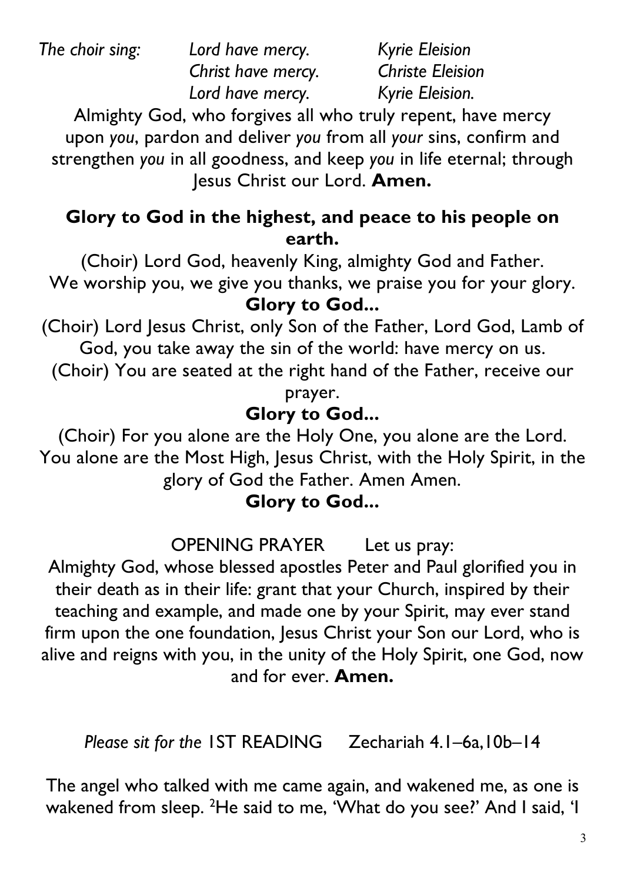*The choir sing:* *Lord have mercy.* *Kyrie Eleision*
*Christ have mercy.* *Christe Eleision*
*Lord have mercy.* *Kyrie Eleision.*

Almighty God, who forgives all who truly repent, have mercy upon *you*, pardon and deliver *you* from all *your* sins, confirm and strengthen *you* in all goodness, and keep *you* in life eternal; through Jesus Christ our Lord. **Amen.**

**Glory to God in the highest, and peace to his people on earth.**

(Choir) Lord God, heavenly King, almighty God and Father. We worship you, we give you thanks, we praise you for your glory.

**Glory to God...**

(Choir) Lord Jesus Christ, only Son of the Father, Lord God, Lamb of God, you take away the sin of the world: have mercy on us.

(Choir) You are seated at the right hand of the Father, receive our prayer.

**Glory to God...**

(Choir) For you alone are the Holy One, you alone are the Lord. You alone are the Most High, Jesus Christ, with the Holy Spirit, in the glory of God the Father. Amen Amen.

**Glory to God...**

OPENING PRAYER Let us pray:

Almighty God, whose blessed apostles Peter and Paul glorified you in their death as in their life: grant that your Church, inspired by their teaching and example, and made one by your Spirit, may ever stand firm upon the one foundation, Jesus Christ your Son our Lord, who is alive and reigns with you, in the unity of the Holy Spirit, one God, now and for ever. **Amen.**

*Please sit for the* 1ST READING Zechariah 4.1–6a,10b–14

The angel who talked with me came again, and wakened me, as one is wakened from sleep. [2]He said to me, 'What do you see?' And I said, 'I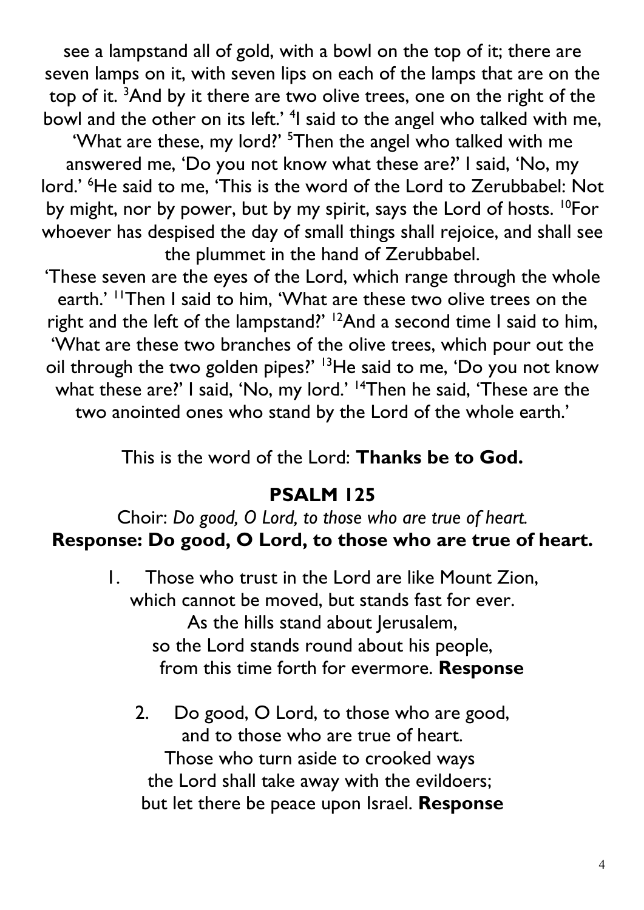see a lampstand all of gold, with a bowl on the top of it; there are seven lamps on it, with seven lips on each of the lamps that are on the top of it. [3]And by it there are two olive trees, one on the right of the bowl and the other on its left.' [4]I said to the angel who talked with me, 'What are these, my lord?' [5]Then the angel who talked with me answered me, 'Do you not know what these are?' I said, 'No, my lord.' [6]He said to me, 'This is the word of the Lord to Zerubbabel: Not by might, nor by power, but by my spirit, says the Lord of hosts. [10]For whoever has despised the day of small things shall rejoice, and shall see the plummet in the hand of Zerubbabel.

'These seven are the eyes of the Lord, which range through the whole earth.' [11]Then I said to him, 'What are these two olive trees on the right and the left of the lampstand?' [12]And a second time I said to him, 'What are these two branches of the olive trees, which pour out the oil through the two golden pipes?' [13]He said to me, 'Do you not know what these are?' I said, 'No, my lord.' [14]Then he said, 'These are the two anointed ones who stand by the Lord of the whole earth.'

This is the word of the Lord: **Thanks be to God.**

## PSALM 125

Choir: *Do good, O Lord, to those who are true of heart.*
**Response: Do good, O Lord, to those who are true of heart.**

1. Those who trust in the Lord are like Mount Zion,
   which cannot be moved, but stands fast for ever.
   As the hills stand about Jerusalem,
   so the Lord stands round about his people,
   from this time forth for evermore. **Response**

2. Do good, O Lord, to those who are good,
   and to those who are true of heart.
   Those who turn aside to crooked ways
   the Lord shall take away with the evildoers;
   but let there be peace upon Israel. **Response**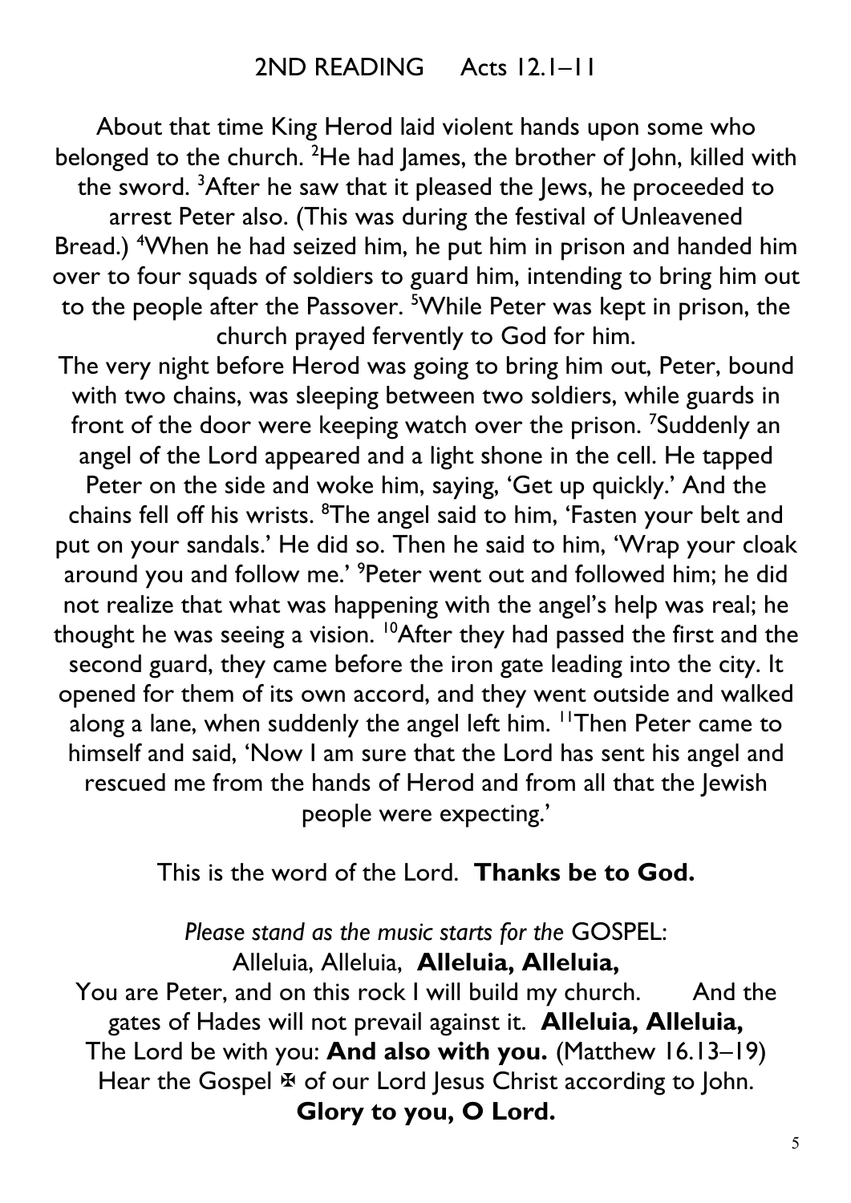## 2ND READING     Acts 12.1–11

About that time King Herod laid violent hands upon some who belonged to the church. [2]He had James, the brother of John, killed with the sword. [3]After he saw that it pleased the Jews, he proceeded to arrest Peter also. (This was during the festival of Unleavened Bread.) [4]When he had seized him, he put him in prison and handed him over to four squads of soldiers to guard him, intending to bring him out to the people after the Passover. [5]While Peter was kept in prison, the church prayed fervently to God for him.

The very night before Herod was going to bring him out, Peter, bound with two chains, was sleeping between two soldiers, while guards in front of the door were keeping watch over the prison. [7]Suddenly an angel of the Lord appeared and a light shone in the cell. He tapped Peter on the side and woke him, saying, 'Get up quickly.' And the chains fell off his wrists. [8]The angel said to him, 'Fasten your belt and put on your sandals.' He did so. Then he said to him, 'Wrap your cloak around you and follow me.' [9]Peter went out and followed him; he did not realize that what was happening with the angel's help was real; he thought he was seeing a vision. [10]After they had passed the first and the second guard, they came before the iron gate leading into the city. It opened for them of its own accord, and they went outside and walked along a lane, when suddenly the angel left him. [11]Then Peter came to himself and said, 'Now I am sure that the Lord has sent his angel and rescued me from the hands of Herod and from all that the Jewish people were expecting.'

This is the word of the Lord. **Thanks be to God.**

*Please stand as the music starts for the* GOSPEL:

Alleluia, Alleluia, **Alleluia, Alleluia,**

You are Peter, and on this rock I will build my church. And the gates of Hades will not prevail against it. **Alleluia, Alleluia,**

The Lord be with you: **And also with you.** (Matthew 16.13–19)

Hear the Gospel ✠ of our Lord Jesus Christ according to John.

**Glory to you, O Lord.**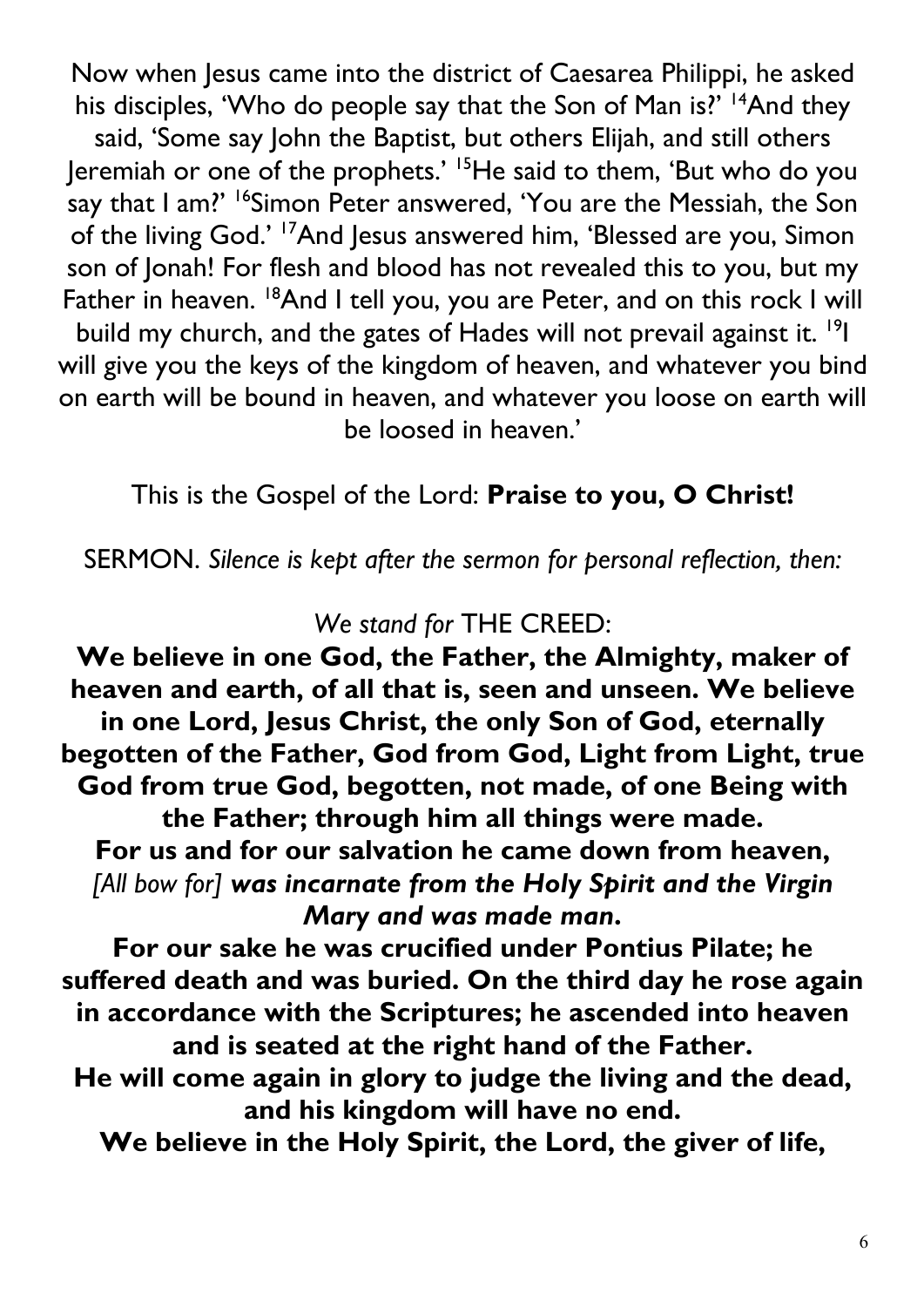Now when Jesus came into the district of Caesarea Philippi, he asked his disciples, 'Who do people say that the Son of Man is?' [14]And they said, 'Some say John the Baptist, but others Elijah, and still others Jeremiah or one of the prophets.' [15]He said to them, 'But who do you say that I am?' [16]Simon Peter answered, 'You are the Messiah, the Son of the living God.' [17]And Jesus answered him, 'Blessed are you, Simon son of Jonah! For flesh and blood has not revealed this to you, but my Father in heaven. [18]And I tell you, you are Peter, and on this rock I will build my church, and the gates of Hades will not prevail against it. [19]I will give you the keys of the kingdom of heaven, and whatever you bind on earth will be bound in heaven, and whatever you loose on earth will be loosed in heaven.'

This is the Gospel of the Lord: **Praise to you, O Christ!**

SERMON. *Silence is kept after the sermon for personal reflection, then:*

*We stand for* THE CREED:

**We believe in one God, the Father, the Almighty, maker of heaven and earth, of all that is, seen and unseen. We believe in one Lord, Jesus Christ, the only Son of God, eternally begotten of the Father, God from God, Light from Light, true God from true God, begotten, not made, of one Being with the Father; through him all things were made.**
**For us and for our salvation he came down from heaven,**
*[All bow for]* ***was incarnate from the Holy Spirit and the Virgin Mary and was made man*****.**
**For our sake he was crucified under Pontius Pilate; he suffered death and was buried. On the third day he rose again in accordance with the Scriptures; he ascended into heaven and is seated at the right hand of the Father.**
**He will come again in glory to judge the living and the dead, and his kingdom will have no end.**
**We believe in the Holy Spirit, the Lord, the giver of life,**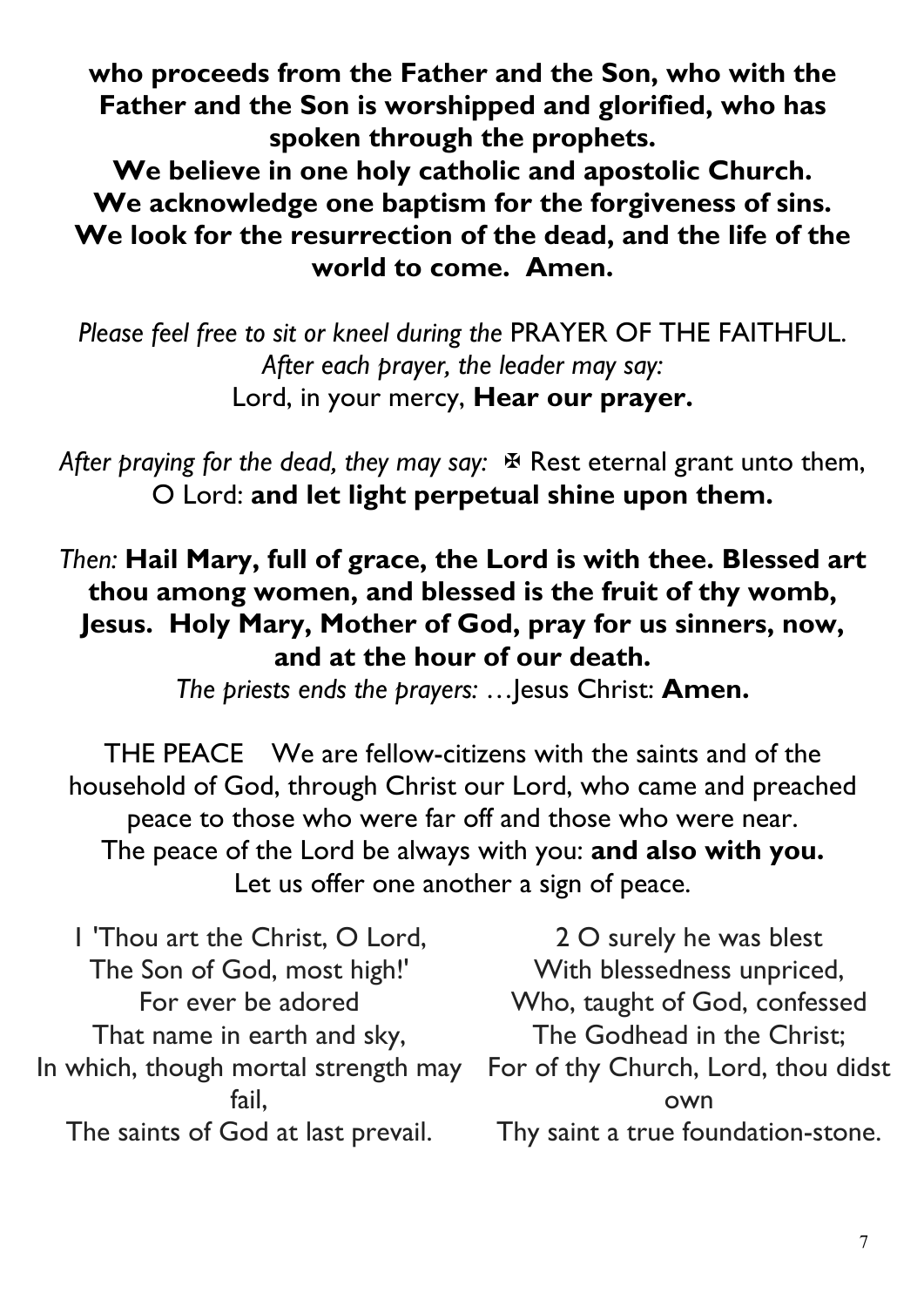**who proceeds from the Father and the Son, who with the Father and the Son is worshipped and glorified, who has spoken through the prophets.**
**We believe in one holy catholic and apostolic Church.**
**We acknowledge one baptism for the forgiveness of sins.**
**We look for the resurrection of the dead, and the life of the world to come. Amen.**

*Please feel free to sit or kneel during the* PRAYER OF THE FAITHFUL.
*After each prayer, the leader may say:*
Lord, in your mercy, **Hear our prayer.**

*After praying for the dead, they may say:* ✠ Rest eternal grant unto them, O Lord: **and let light perpetual shine upon them.**

*Then:* **Hail Mary, full of grace, the Lord is with thee. Blessed art thou among women, and blessed is the fruit of thy womb, Jesus. Holy Mary, Mother of God, pray for us sinners, now, and at the hour of our death.**
*The priests ends the prayers:* …Jesus Christ: **Amen.**

THE PEACE We are fellow-citizens with the saints and of the household of God, through Christ our Lord, who came and preached peace to those who were far off and those who were near.
The peace of the Lord be always with you: **and also with you.**
Let us offer one another a sign of peace.

1 'Thou art the Christ, O Lord,
The Son of God, most high!'
For ever be adored
That name in earth and sky,
In which, though mortal strength may fail,
The saints of God at last prevail.

2 O surely he was blest
With blessedness unpriced,
Who, taught of God, confessed
The Godhead in the Christ;
For of thy Church, Lord, thou didst own
Thy saint a true foundation-stone.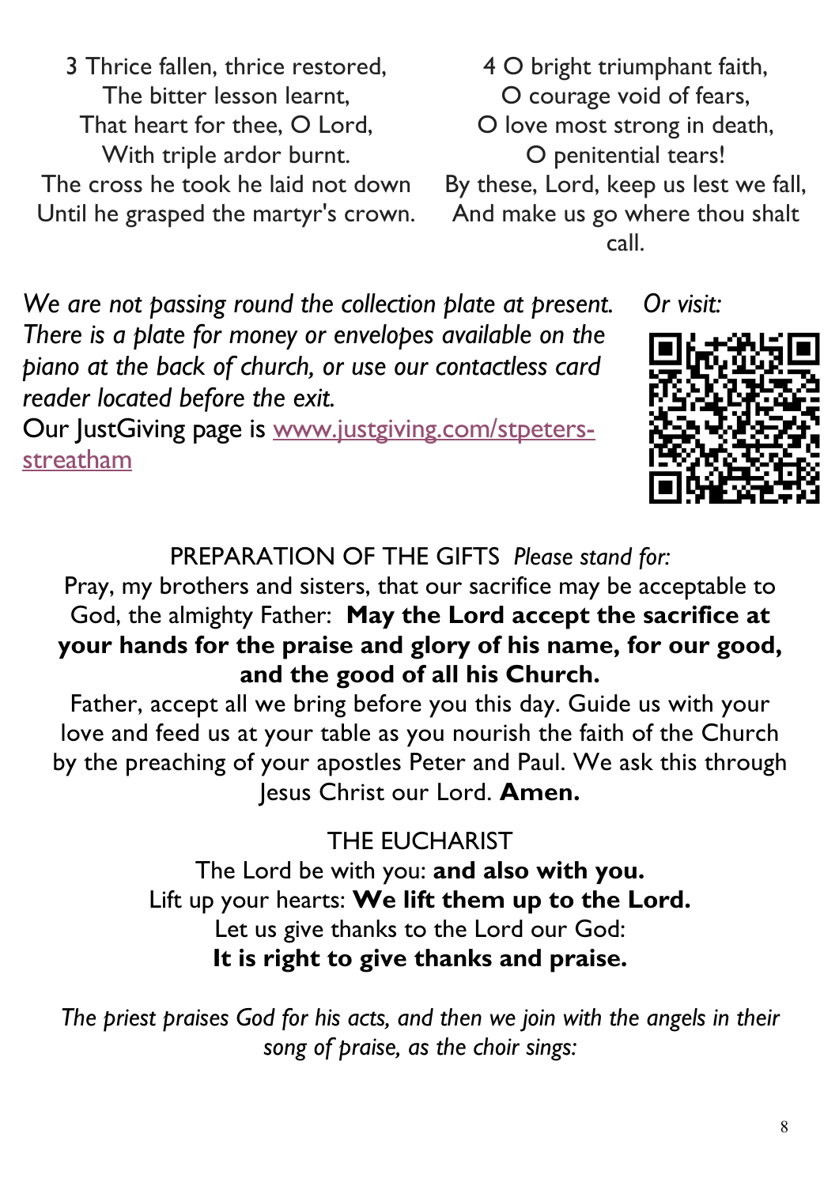3 Thrice fallen, thrice restored,
The bitter lesson learnt,
That heart for thee, O Lord,
With triple ardor burnt.
The cross he took he laid not down
Until he grasped the martyr's crown.

4 O bright triumphant faith,
O courage void of fears,
O love most strong in death,
O penitential tears!
By these, Lord, keep us lest we fall,
And make us go where thou shalt call.

*We are not passing round the collection plate at present. There is a plate for money or envelopes available on the piano at the back of church, or use our contactless card reader located before the exit.*
Our JustGiving page is [www.justgiving.com/stpeters-streatham](www.justgiving.com/stpeters-streatham)

*Or visit:*

PREPARATION OF THE GIFTS *Please stand for:*

Pray, my brothers and sisters, that our sacrifice may be acceptable to God, the almighty Father: **May the Lord accept the sacrifice at your hands for the praise and glory of his name, for our good, and the good of all his Church.**

Father, accept all we bring before you this day. Guide us with your love and feed us at your table as you nourish the faith of the Church by the preaching of your apostles Peter and Paul. We ask this through Jesus Christ our Lord. **Amen.**

THE EUCHARIST

The Lord be with you: **and also with you.**
Lift up your hearts: **We lift them up to the Lord.**
Let us give thanks to the Lord our God:
**It is right to give thanks and praise.**

*The priest praises God for his acts, and then we join with the angels in their song of praise, as the choir sings:*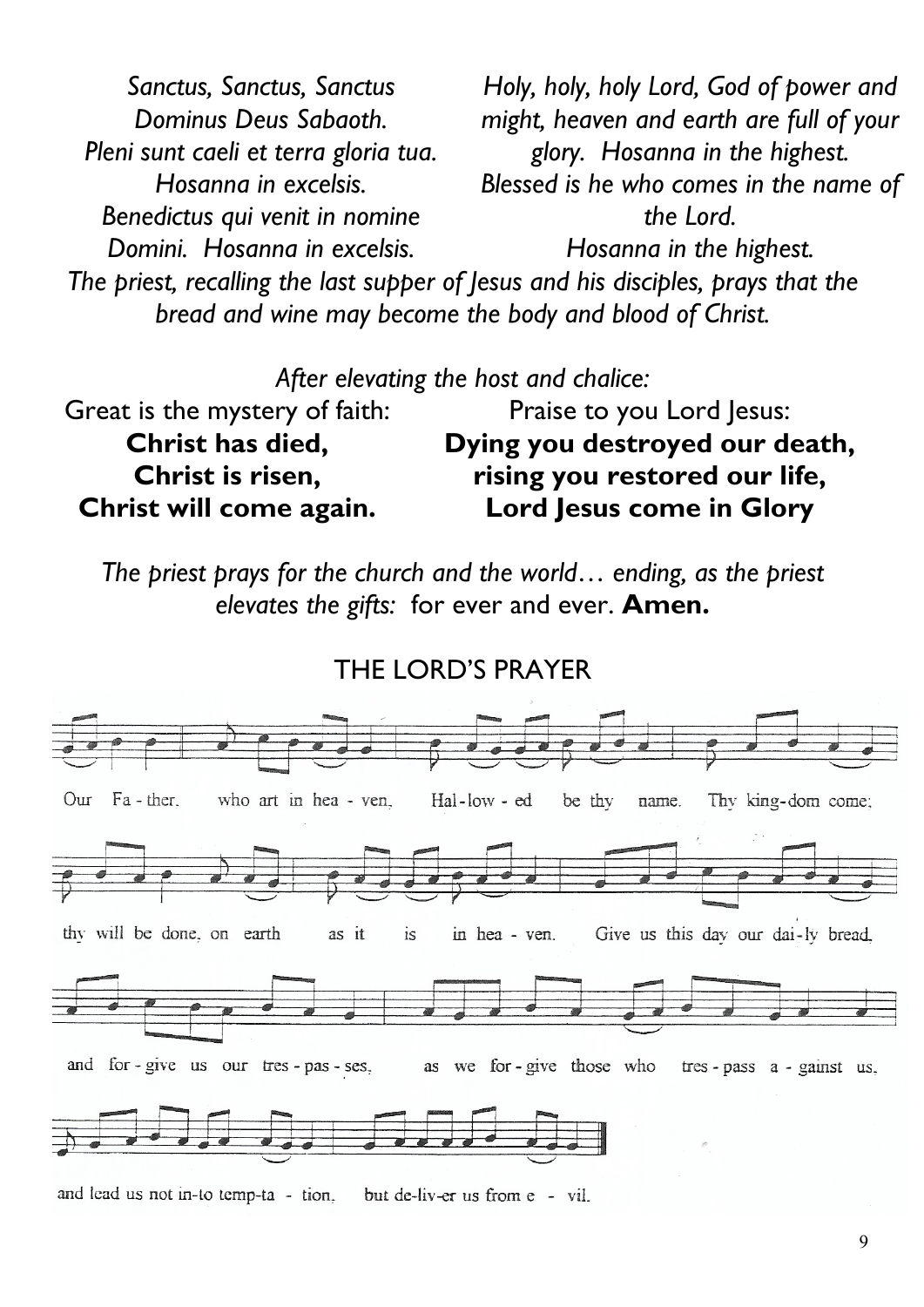*Sanctus, Sanctus, Sanctus*
*Dominus Deus Sabaoth.*
*Pleni sunt caeli et terra gloria tua.*
*Hosanna in excelsis.*
*Benedictus qui venit in nomine*
*Domini. Hosanna in excelsis.*

*Holy, holy, holy Lord, God of power and might, heaven and earth are full of your glory. Hosanna in the highest.*
*Blessed is he who comes in the name of the Lord.*
*Hosanna in the highest.*

*The priest, recalling the last supper of Jesus and his disciples, prays that the bread and wine may become the body and blood of Christ.*

*After elevating the host and chalice:*

Great is the mystery of faith:
**Christ has died,**
**Christ is risen,**
**Christ will come again.**

Praise to you Lord Jesus:
**Dying you destroyed our death,**
**rising you restored our life,**
**Lord Jesus come in Glory**

*The priest prays for the church and the world… ending, as the priest elevates the gifts:* for ever and ever. **Amen.**

## THE LORD'S PRAYER

Our Fa - ther, who art in hea - ven, Hal - low - ed be thy name. Thy king - dom come; thy will be done, on earth as it is in hea - ven. Give us this day our dai - ly bread, and for - give us our tres - pas - ses, as we for - give those who tres - pass a - gainst us, and lead us not in - to temp - ta - tion, but de - liv - er us from e - vil.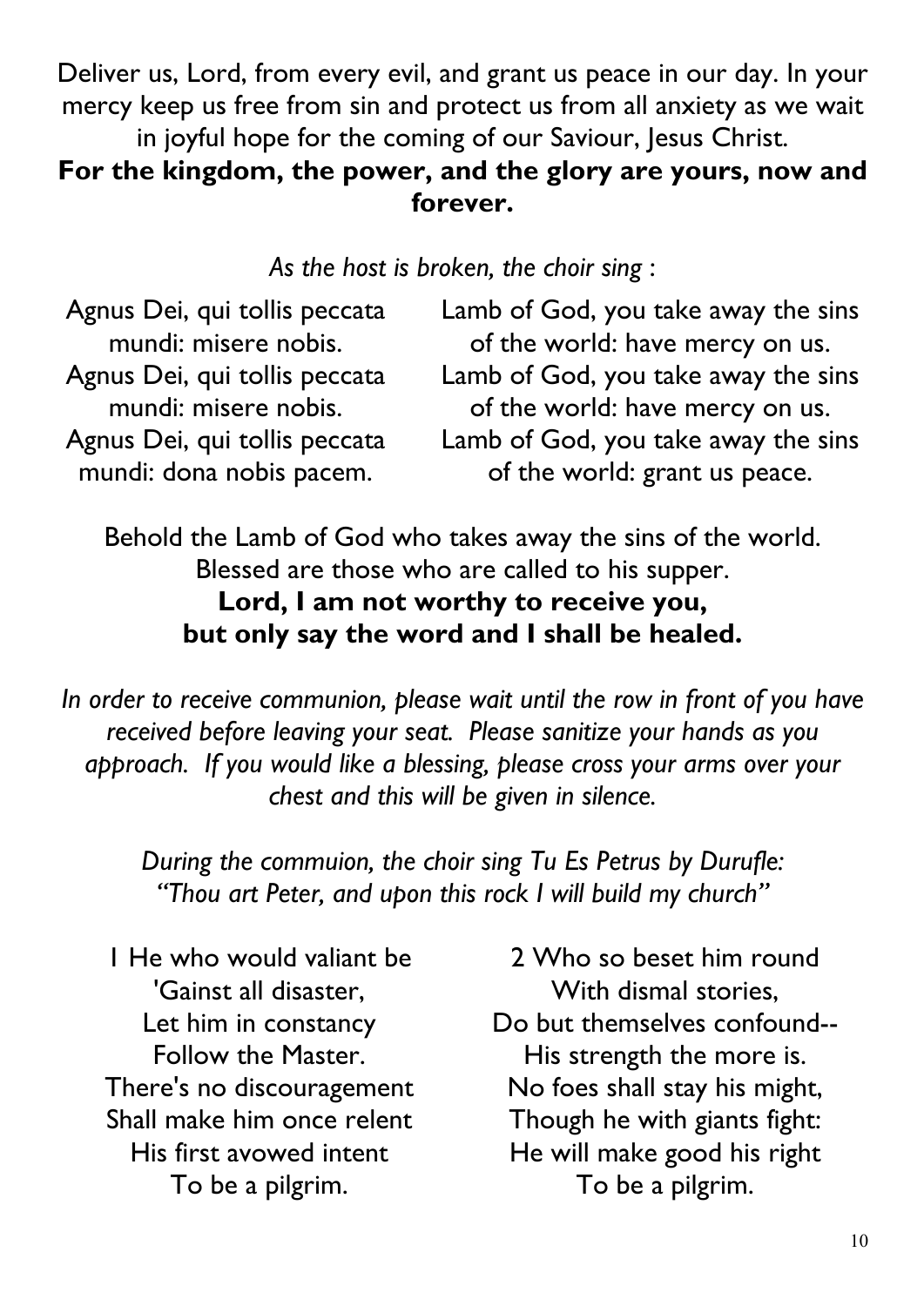Deliver us, Lord, from every evil, and grant us peace in our day. In your mercy keep us free from sin and protect us from all anxiety as we wait in joyful hope for the coming of our Saviour, Jesus Christ.
**For the kingdom, the power, and the glory are yours, now and forever.**

*As the host is broken, the choir sing :*

Agnus Dei, qui tollis peccata mundi: misere nobis.
Agnus Dei, qui tollis peccata mundi: misere nobis.
Agnus Dei, qui tollis peccata mundi: dona nobis pacem.

Lamb of God, you take away the sins of the world: have mercy on us.
Lamb of God, you take away the sins of the world: have mercy on us.
Lamb of God, you take away the sins of the world: grant us peace.

Behold the Lamb of God who takes away the sins of the world.
Blessed are those who are called to his supper.
**Lord, I am not worthy to receive you,**
**but only say the word and I shall be healed.**

*In order to receive communion, please wait until the row in front of you have received before leaving your seat. Please sanitize your hands as you approach. If you would like a blessing, please cross your arms over your chest and this will be given in silence.*

*During the commuion, the choir sing Tu Es Petrus by Durufle: "Thou art Peter, and upon this rock I will build my church"*

1 He who would valiant be
'Gainst all disaster,
Let him in constancy
Follow the Master.
There's no discouragement
Shall make him once relent
His first avowed intent
To be a pilgrim.

2 Who so beset him round
With dismal stories,
Do but themselves confound--
His strength the more is.
No foes shall stay his might,
Though he with giants fight:
He will make good his right
To be a pilgrim.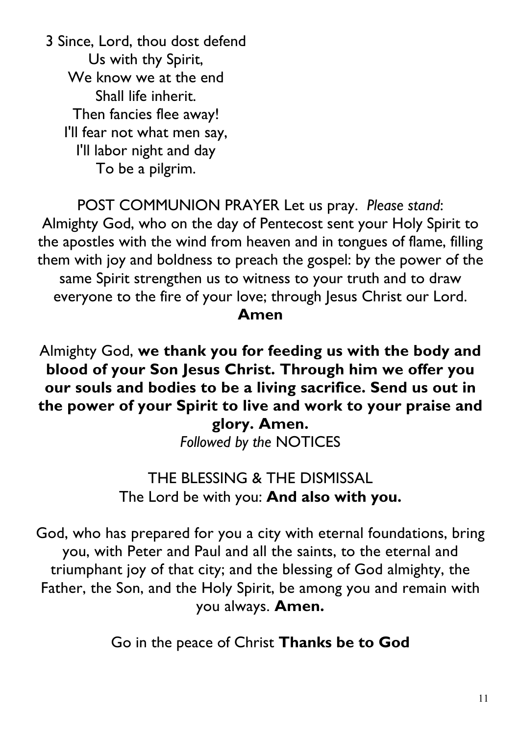3 Since, Lord, thou dost defend
Us with thy Spirit,
We know we at the end
Shall life inherit.
Then fancies flee away!
I'll fear not what men say,
I'll labor night and day
To be a pilgrim.

POST COMMUNION PRAYER Let us pray. *Please stand*:
Almighty God, who on the day of Pentecost sent your Holy Spirit to the apostles with the wind from heaven and in tongues of flame, filling them with joy and boldness to preach the gospel: by the power of the same Spirit strengthen us to witness to your truth and to draw everyone to the fire of your love; through Jesus Christ our Lord.
**Amen**

Almighty God, **we thank you for feeding us with the body and blood of your Son Jesus Christ. Through him we offer you our souls and bodies to be a living sacrifice. Send us out in the power of your Spirit to live and work to your praise and glory. Amen.**
*Followed by the* NOTICES

THE BLESSING & THE DISMISSAL
The Lord be with you: **And also with you.**

God, who has prepared for you a city with eternal foundations, bring you, with Peter and Paul and all the saints, to the eternal and triumphant joy of that city; and the blessing of God almighty, the Father, the Son, and the Holy Spirit, be among you and remain with you always. **Amen.**

Go in the peace of Christ **Thanks be to God**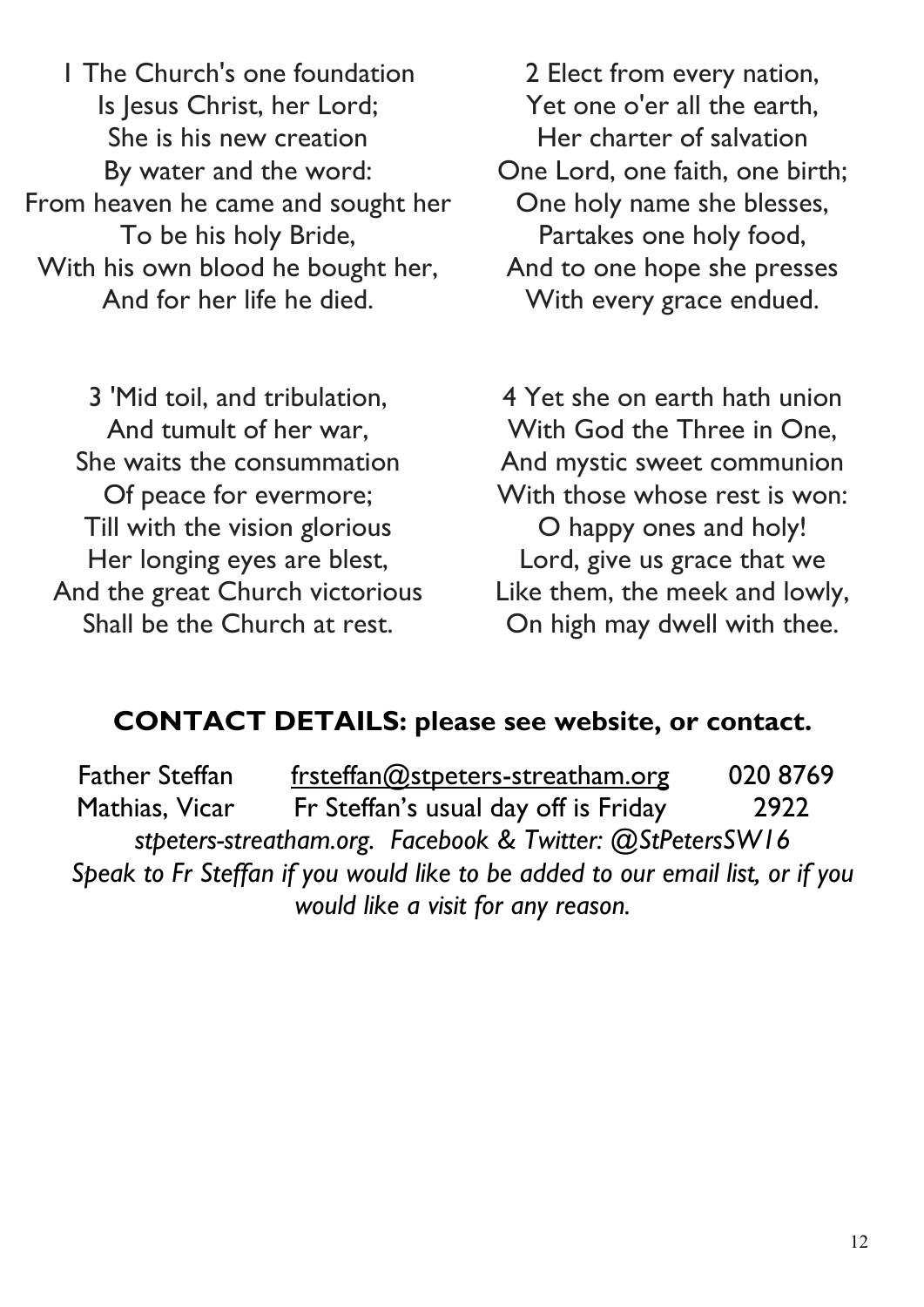1 The Church's one foundation
Is Jesus Christ, her Lord;
She is his new creation
By water and the word:
From heaven he came and sought her
To be his holy Bride,
With his own blood he bought her,
And for her life he died.

2 Elect from every nation,
Yet one o'er all the earth,
Her charter of salvation
One Lord, one faith, one birth;
One holy name she blesses,
Partakes one holy food,
And to one hope she presses
With every grace endued.

3 'Mid toil, and tribulation,
And tumult of her war,
She waits the consummation
Of peace for evermore;
Till with the vision glorious
Her longing eyes are blest,
And the great Church victorious
Shall be the Church at rest.

4 Yet she on earth hath union
With God the Three in One,
And mystic sweet communion
With those whose rest is won:
O happy ones and holy!
Lord, give us grace that we
Like them, the meek and lowly,
On high may dwell with thee.

## CONTACT DETAILS: please see website, or contact.

| | | |
|---|---|---|
| Father Steffan Mathias, Vicar | frsteffan@stpeters-streatham.org<br>Fr Steffan's usual day off is Friday | 020 8769 2922 |

*stpeters-streatham.org. Facebook & Twitter: @StPetersSW16*

*Speak to Fr Steffan if you would like to be added to our email list, or if you would like a visit for any reason.*